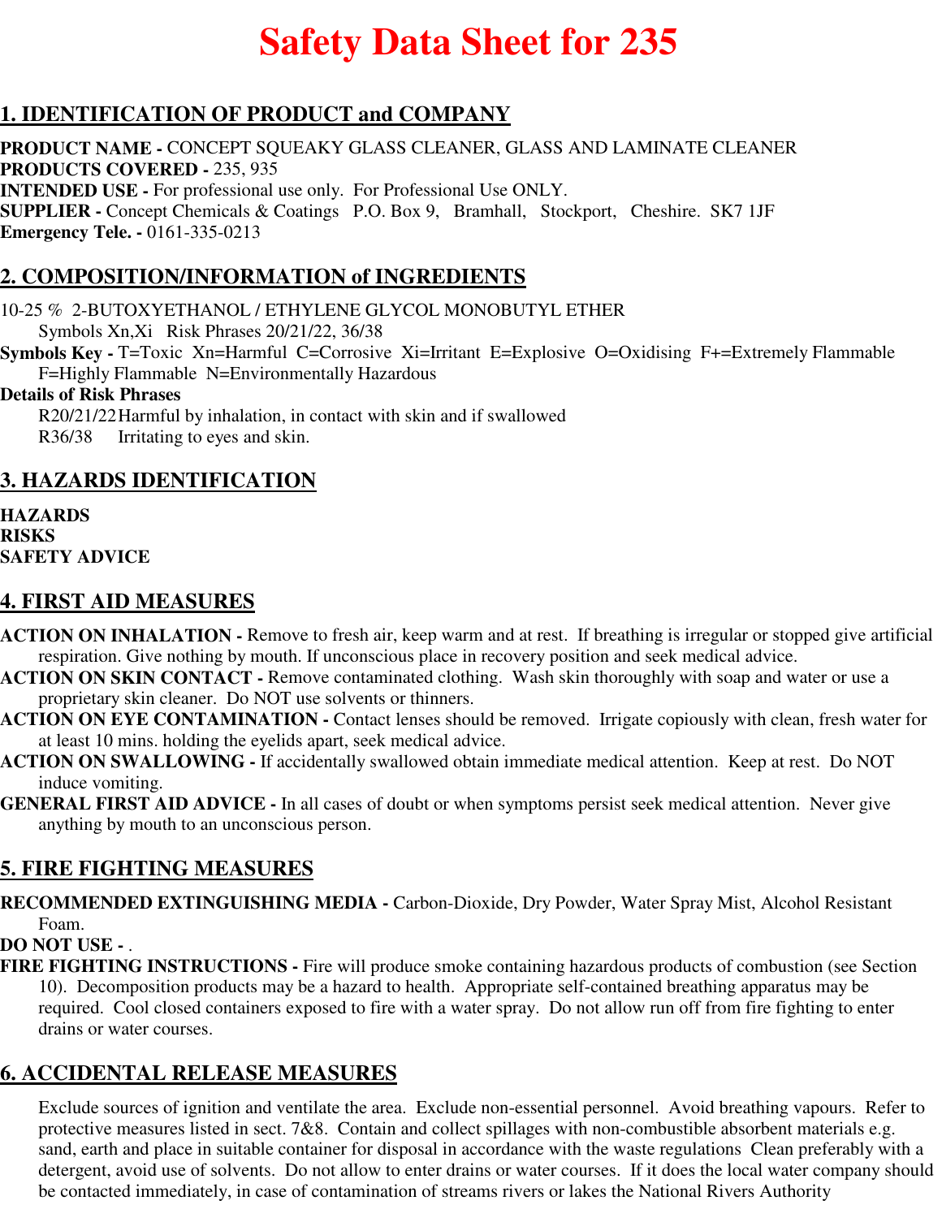# Safety Data Sheet for 235

## 1. IDENTIFICATION OF PRODUCT and COMPANY

**PRODUCT NAME -** CONCEPT SQUEAKY GLASS CLEANER, GLASS AND LAMINATE CLEANER
**PRODUCTS COVERED -** 235, 935
**INTENDED USE -** For professional use only. For Professional Use ONLY.
**SUPPLIER -** Concept Chemicals & Coatings P.O. Box 9, Bramhall, Stockport, Cheshire. SK7 1JF
**Emergency Tele. -** 0161-335-0213

## 2. COMPOSITION/INFORMATION of INGREDIENTS

10-25 % 2-BUTOXYETHANOL / ETHYLENE GLYCOL MONOBUTYL ETHER
Symbols Xn,Xi Risk Phrases 20/21/22, 36/38

**Symbols Key -** T=Toxic Xn=Harmful C=Corrosive Xi=Irritant E=Explosive O=Oxidising F+=Extremely Flammable F=Highly Flammable N=Environmentally Hazardous

**Details of Risk Phrases**
R20/21/22 Harmful by inhalation, in contact with skin and if swallowed
R36/38 Irritating to eyes and skin.

## 3. HAZARDS IDENTIFICATION

**HAZARDS**
**RISKS**
**SAFETY ADVICE**

## 4. FIRST AID MEASURES

**ACTION ON INHALATION -** Remove to fresh air, keep warm and at rest. If breathing is irregular or stopped give artificial respiration. Give nothing by mouth. If unconscious place in recovery position and seek medical advice.
**ACTION ON SKIN CONTACT -** Remove contaminated clothing. Wash skin thoroughly with soap and water or use a proprietary skin cleaner. Do NOT use solvents or thinners.
**ACTION ON EYE CONTAMINATION -** Contact lenses should be removed. Irrigate copiously with clean, fresh water for at least 10 mins. holding the eyelids apart, seek medical advice.
**ACTION ON SWALLOWING -** If accidentally swallowed obtain immediate medical attention. Keep at rest. Do NOT induce vomiting.
**GENERAL FIRST AID ADVICE -** In all cases of doubt or when symptoms persist seek medical attention. Never give anything by mouth to an unconscious person.

## 5. FIRE FIGHTING MEASURES

**RECOMMENDED EXTINGUISHING MEDIA -** Carbon-Dioxide, Dry Powder, Water Spray Mist, Alcohol Resistant Foam.
**DO NOT USE -** .
**FIRE FIGHTING INSTRUCTIONS -** Fire will produce smoke containing hazardous products of combustion (see Section 10). Decomposition products may be a hazard to health. Appropriate self-contained breathing apparatus may be required. Cool closed containers exposed to fire with a water spray. Do not allow run off from fire fighting to enter drains or water courses.

## 6. ACCIDENTAL RELEASE MEASURES

Exclude sources of ignition and ventilate the area. Exclude non-essential personnel. Avoid breathing vapours. Refer to protective measures listed in sect. 7&8. Contain and collect spillages with non-combustible absorbent materials e.g. sand, earth and place in suitable container for disposal in accordance with the waste regulations Clean preferably with a detergent, avoid use of solvents. Do not allow to enter drains or water courses. If it does the local water company should be contacted immediately, in case of contamination of streams rivers or lakes the National Rivers Authority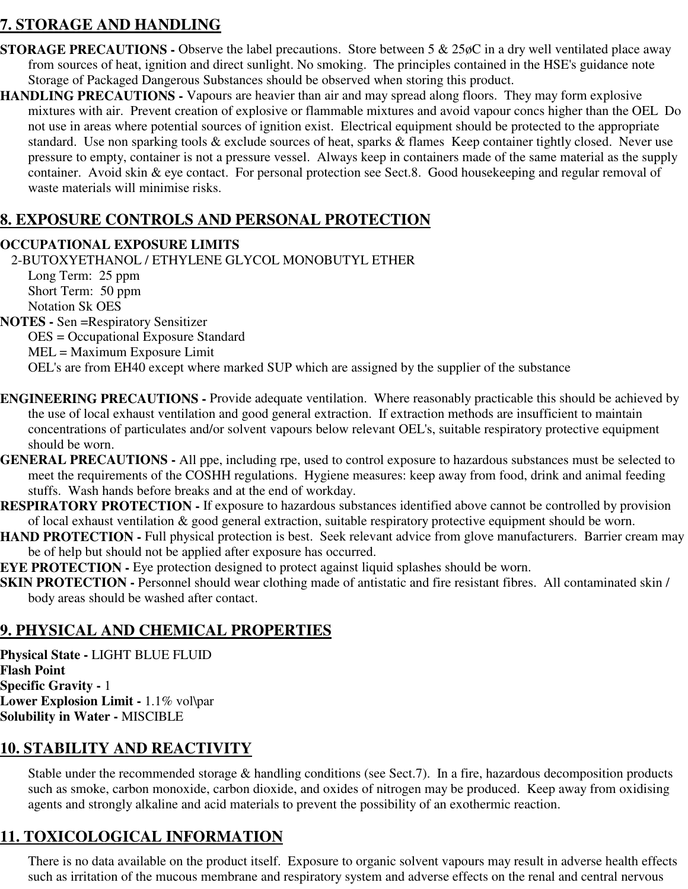## 7. STORAGE AND HANDLING

**STORAGE PRECAUTIONS -** Observe the label precautions. Store between 5 & 25øC in a dry well ventilated place away from sources of heat, ignition and direct sunlight. No smoking. The principles contained in the HSE's guidance note Storage of Packaged Dangerous Substances should be observed when storing this product.

**HANDLING PRECAUTIONS -** Vapours are heavier than air and may spread along floors. They may form explosive mixtures with air. Prevent creation of explosive or flammable mixtures and avoid vapour concs higher than the OEL Do not use in areas where potential sources of ignition exist. Electrical equipment should be protected to the appropriate standard. Use non sparking tools & exclude sources of heat, sparks & flames Keep container tightly closed. Never use pressure to empty, container is not a pressure vessel. Always keep in containers made of the same material as the supply container. Avoid skin & eye contact. For personal protection see Sect.8. Good housekeeping and regular removal of waste materials will minimise risks.

## 8. EXPOSURE CONTROLS AND PERSONAL PROTECTION

**OCCUPATIONAL EXPOSURE LIMITS**

2-BUTOXYETHANOL / ETHYLENE GLYCOL MONOBUTYL ETHER

Long Term: 25 ppm
Short Term: 50 ppm
Notation Sk OES

**NOTES -** Sen =Respiratory Sensitizer
OES = Occupational Exposure Standard
MEL = Maximum Exposure Limit
OEL's are from EH40 except where marked SUP which are assigned by the supplier of the substance

**ENGINEERING PRECAUTIONS -** Provide adequate ventilation. Where reasonably practicable this should be achieved by the use of local exhaust ventilation and good general extraction. If extraction methods are insufficient to maintain concentrations of particulates and/or solvent vapours below relevant OEL's, suitable respiratory protective equipment should be worn.

**GENERAL PRECAUTIONS -** All ppe, including rpe, used to control exposure to hazardous substances must be selected to meet the requirements of the COSHH regulations. Hygiene measures: keep away from food, drink and animal feeding stuffs. Wash hands before breaks and at the end of workday.

**RESPIRATORY PROTECTION -** If exposure to hazardous substances identified above cannot be controlled by provision of local exhaust ventilation & good general extraction, suitable respiratory protective equipment should be worn.

**HAND PROTECTION -** Full physical protection is best. Seek relevant advice from glove manufacturers. Barrier cream may be of help but should not be applied after exposure has occurred.

**EYE PROTECTION -** Eye protection designed to protect against liquid splashes should be worn.

**SKIN PROTECTION -** Personnel should wear clothing made of antistatic and fire resistant fibres. All contaminated skin / body areas should be washed after contact.

## 9. PHYSICAL AND CHEMICAL PROPERTIES

**Physical State -** LIGHT BLUE FLUID
**Flash Point**
**Specific Gravity -** 1
**Lower Explosion Limit -** 1.1% vol\par
**Solubility in Water -** MISCIBLE

## 10. STABILITY AND REACTIVITY

Stable under the recommended storage & handling conditions (see Sect.7). In a fire, hazardous decomposition products such as smoke, carbon monoxide, carbon dioxide, and oxides of nitrogen may be produced. Keep away from oxidising agents and strongly alkaline and acid materials to prevent the possibility of an exothermic reaction.

## 11. TOXICOLOGICAL INFORMATION

There is no data available on the product itself. Exposure to organic solvent vapours may result in adverse health effects such as irritation of the mucous membrane and respiratory system and adverse effects on the renal and central nervous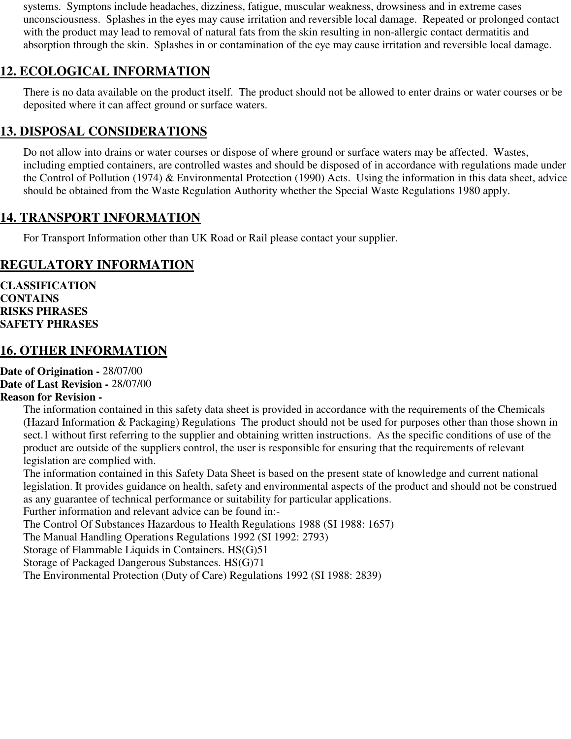systems. Symptons include headaches, dizziness, fatigue, muscular weakness, drowsiness and in extreme cases unconsciousness. Splashes in the eyes may cause irritation and reversible local damage. Repeated or prolonged contact with the product may lead to removal of natural fats from the skin resulting in non-allergic contact dermatitis and absorption through the skin. Splashes in or contamination of the eye may cause irritation and reversible local damage.

## 12. ECOLOGICAL INFORMATION

There is no data available on the product itself. The product should not be allowed to enter drains or water courses or be deposited where it can affect ground or surface waters.

## 13. DISPOSAL CONSIDERATIONS

Do not allow into drains or water courses or dispose of where ground or surface waters may be affected. Wastes, including emptied containers, are controlled wastes and should be disposed of in accordance with regulations made under the Control of Pollution (1974) & Environmental Protection (1990) Acts. Using the information in this data sheet, advice should be obtained from the Waste Regulation Authority whether the Special Waste Regulations 1980 apply.

## 14. TRANSPORT INFORMATION

For Transport Information other than UK Road or Rail please contact your supplier.

## REGULATORY INFORMATION

**CLASSIFICATION**
**CONTAINS**
**RISKS PHRASES**
**SAFETY PHRASES**

## 16. OTHER INFORMATION

**Date of Origination -** 28/07/00
**Date of Last Revision -** 28/07/00
**Reason for Revision -**

The information contained in this safety data sheet is provided in accordance with the requirements of the Chemicals (Hazard Information & Packaging) Regulations The product should not be used for purposes other than those shown in sect.1 without first referring to the supplier and obtaining written instructions. As the specific conditions of use of the product are outside of the suppliers control, the user is responsible for ensuring that the requirements of relevant legislation are complied with.
The information contained in this Safety Data Sheet is based on the present state of knowledge and current national legislation. It provides guidance on health, safety and environmental aspects of the product and should not be construed as any guarantee of technical performance or suitability for particular applications.
Further information and relevant advice can be found in:-
The Control Of Substances Hazardous to Health Regulations 1988 (SI 1988: 1657)
The Manual Handling Operations Regulations 1992 (SI 1992: 2793)
Storage of Flammable Liquids in Containers. HS(G)51
Storage of Packaged Dangerous Substances. HS(G)71
The Environmental Protection (Duty of Care) Regulations 1992 (SI 1988: 2839)